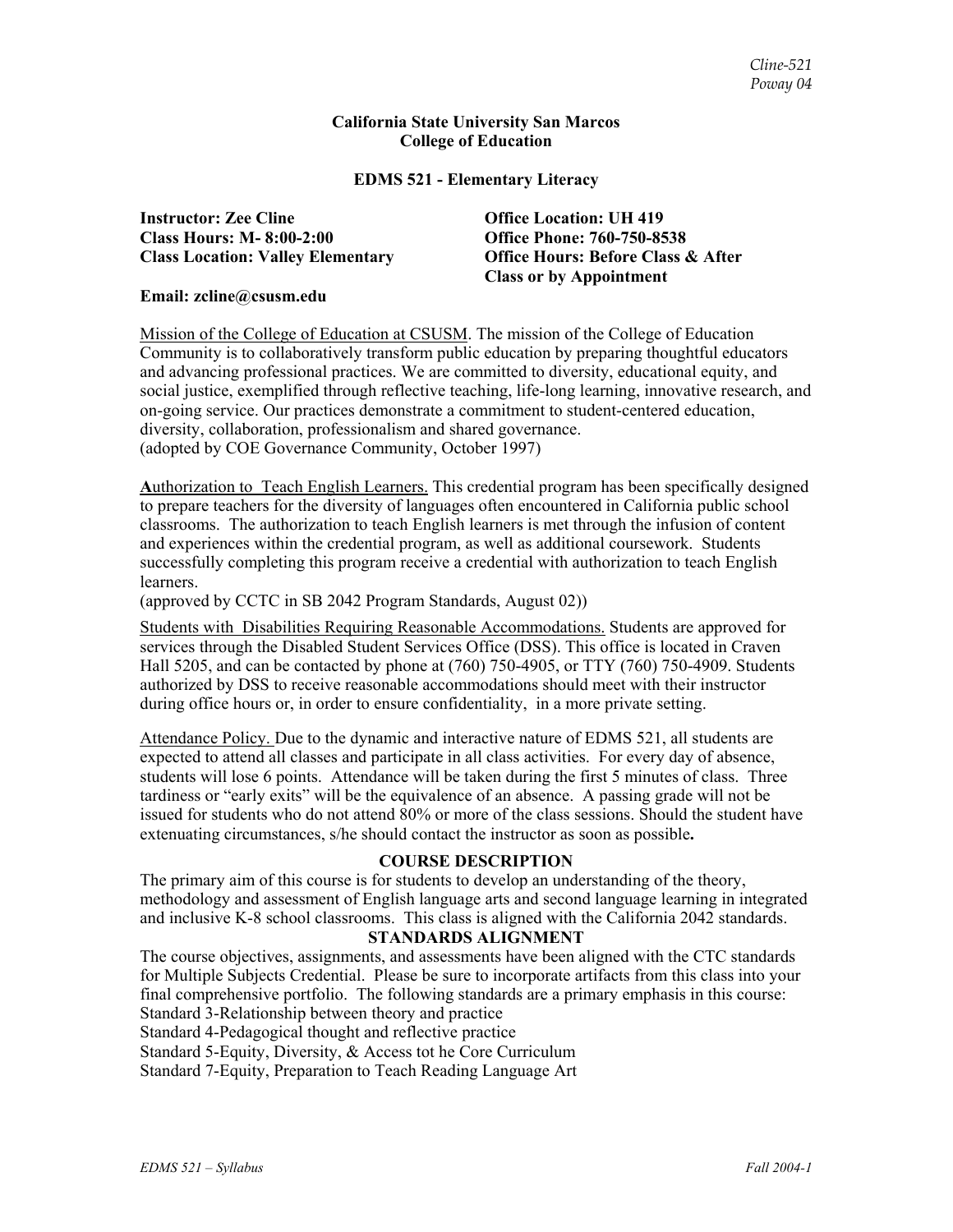**California State University San Marcos**
**College of Education**

**EDMS 521 - Elementary Literacy**

**Instructor: Zee Cline**
**Class Hours: M- 8:00-2:00**
**Class Location: Valley Elementary**

**Office Location: UH 419**
**Office Phone: 760-750-8538**
**Office Hours: Before Class & After Class or by Appointment**

**Email: zcline@csusm.edu**

Mission of the College of Education at CSUSM. The mission of the College of Education Community is to collaboratively transform public education by preparing thoughtful educators and advancing professional practices. We are committed to diversity, educational equity, and social justice, exemplified through reflective teaching, life-long learning, innovative research, and on-going service. Our practices demonstrate a commitment to student-centered education, diversity, collaboration, professionalism and shared governance.
(adopted by COE Governance Community, October 1997)

**A**uthorization to Teach English Learners. This credential program has been specifically designed to prepare teachers for the diversity of languages often encountered in California public school classrooms. The authorization to teach English learners is met through the infusion of content and experiences within the credential program, as well as additional coursework. Students successfully completing this program receive a credential with authorization to teach English learners.
(approved by CCTC in SB 2042 Program Standards, August 02))

Students with Disabilities Requiring Reasonable Accommodations. Students are approved for services through the Disabled Student Services Office (DSS). This office is located in Craven Hall 5205, and can be contacted by phone at (760) 750-4905, or TTY (760) 750-4909. Students authorized by DSS to receive reasonable accommodations should meet with their instructor during office hours or, in order to ensure confidentiality, in a more private setting.

Attendance Policy. Due to the dynamic and interactive nature of EDMS 521, all students are expected to attend all classes and participate in all class activities. For every day of absence, students will lose 6 points. Attendance will be taken during the first 5 minutes of class. Three tardiness or "early exits" will be the equivalence of an absence. A passing grade will not be issued for students who do not attend 80% or more of the class sessions. Should the student have extenuating circumstances, s/he should contact the instructor as soon as possible**.**

## COURSE DESCRIPTION

The primary aim of this course is for students to develop an understanding of the theory, methodology and assessment of English language arts and second language learning in integrated and inclusive K-8 school classrooms. This class is aligned with the California 2042 standards.

## STANDARDS ALIGNMENT

The course objectives, assignments, and assessments have been aligned with the CTC standards for Multiple Subjects Credential. Please be sure to incorporate artifacts from this class into your final comprehensive portfolio. The following standards are a primary emphasis in this course:
Standard 3-Relationship between theory and practice
Standard 4-Pedagogical thought and reflective practice
Standard 5-Equity, Diversity, & Access tot he Core Curriculum
Standard 7-Equity, Preparation to Teach Reading Language Art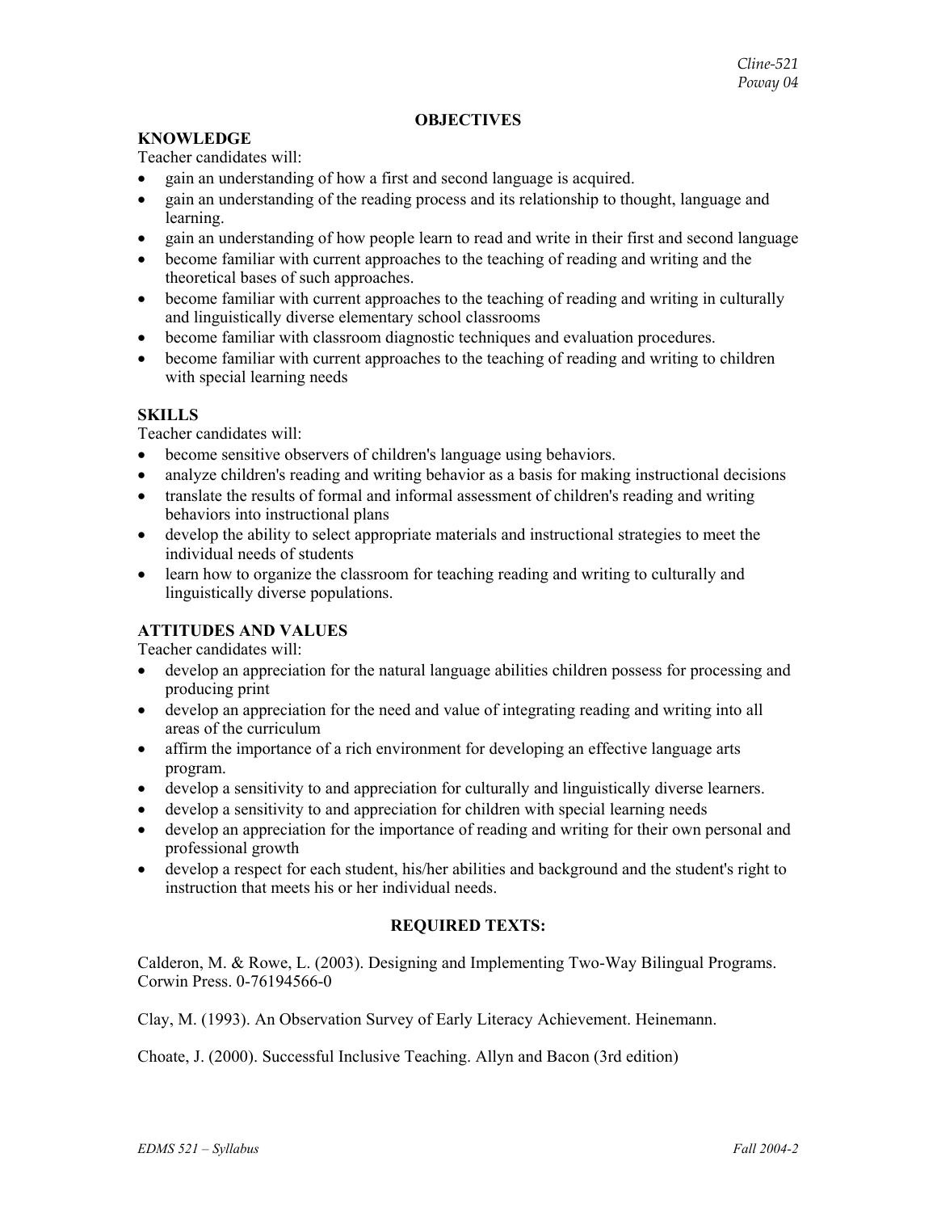## OBJECTIVES

### KNOWLEDGE

Teacher candidates will:

- gain an understanding of how a first and second language is acquired.
- gain an understanding of the reading process and its relationship to thought, language and learning.
- gain an understanding of how people learn to read and write in their first and second language
- become familiar with current approaches to the teaching of reading and writing and the theoretical bases of such approaches.
- become familiar with current approaches to the teaching of reading and writing in culturally and linguistically diverse elementary school classrooms
- become familiar with classroom diagnostic techniques and evaluation procedures.
- become familiar with current approaches to the teaching of reading and writing to children with special learning needs

### SKILLS

Teacher candidates will:

- become sensitive observers of children's language using behaviors.
- analyze children's reading and writing behavior as a basis for making instructional decisions
- translate the results of formal and informal assessment of children's reading and writing behaviors into instructional plans
- develop the ability to select appropriate materials and instructional strategies to meet the individual needs of students
- learn how to organize the classroom for teaching reading and writing to culturally and linguistically diverse populations.

### ATTITUDES AND VALUES

Teacher candidates will:

- develop an appreciation for the natural language abilities children possess for processing and producing print
- develop an appreciation for the need and value of integrating reading and writing into all areas of the curriculum
- affirm the importance of a rich environment for developing an effective language arts program.
- develop a sensitivity to and appreciation for culturally and linguistically diverse learners.
- develop a sensitivity to and appreciation for children with special learning needs
- develop an appreciation for the importance of reading and writing for their own personal and professional growth
- develop a respect for each student, his/her abilities and background and the student's right to instruction that meets his or her individual needs.

## REQUIRED TEXTS:

Calderon, M. & Rowe, L. (2003). Designing and Implementing Two-Way Bilingual Programs. Corwin Press. 0-76194566-0

Clay, M. (1993). An Observation Survey of Early Literacy Achievement. Heinemann.

Choate, J. (2000). Successful Inclusive Teaching. Allyn and Bacon (3rd edition)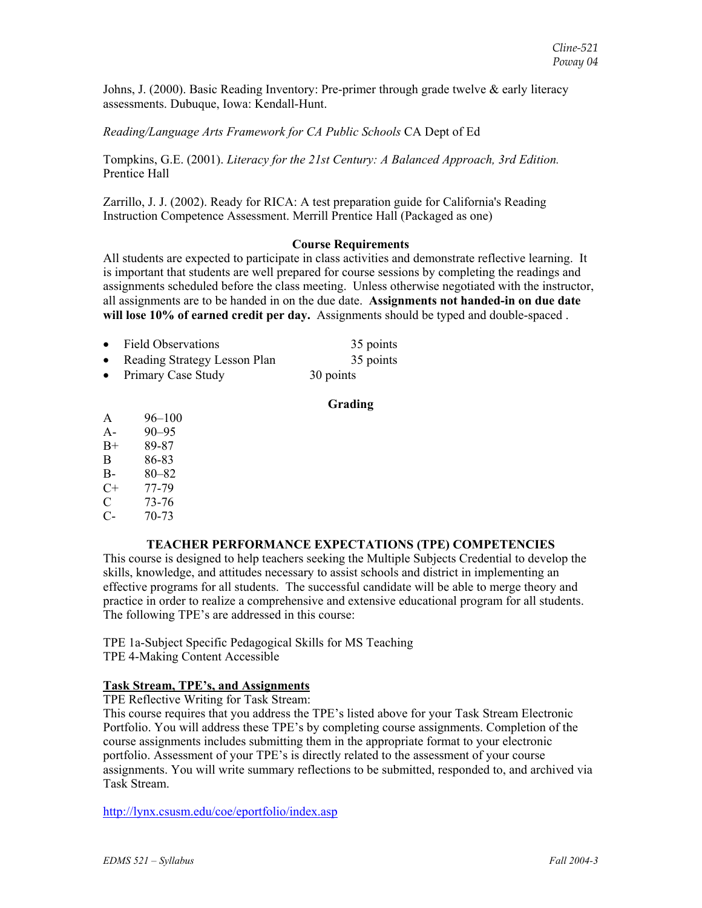Johns, J. (2000). Basic Reading Inventory: Pre-primer through grade twelve & early literacy assessments. Dubuque, Iowa: Kendall-Hunt.

*Reading/Language Arts Framework for CA Public Schools* CA Dept of Ed

Tompkins, G.E. (2001). *Literacy for the 21st Century: A Balanced Approach, 3rd Edition.* Prentice Hall

Zarrillo, J. J. (2002). Ready for RICA: A test preparation guide for California's Reading Instruction Competence Assessment. Merrill Prentice Hall (Packaged as one)

## Course Requirements

All students are expected to participate in class activities and demonstrate reflective learning. It is important that students are well prepared for course sessions by completing the readings and assignments scheduled before the class meeting. Unless otherwise negotiated with the instructor, all assignments are to be handed in on the due date. **Assignments not handed-in on due date will lose 10% of earned credit per day.** Assignments should be typed and double-spaced .

- Field Observations 35 points
- Reading Strategy Lesson Plan 35 points
- Primary Case Study 30 points

## Grading

| | |
|---|---|
| A | 96–100 |
| A- | 90–95 |
| B+ | 89-87 |
| B | 86-83 |
| B- | 80–82 |
| C+ | 77-79 |
| C | 73-76 |
| C- | 70-73 |

## TEACHER PERFORMANCE EXPECTATIONS (TPE) COMPETENCIES

This course is designed to help teachers seeking the Multiple Subjects Credential to develop the skills, knowledge, and attitudes necessary to assist schools and district in implementing an effective programs for all students. The successful candidate will be able to merge theory and practice in order to realize a comprehensive and extensive educational program for all students. The following TPE's are addressed in this course:

TPE 1a-Subject Specific Pedagogical Skills for MS Teaching
TPE 4-Making Content Accessible

### Task Stream, TPE's, and Assignments

TPE Reflective Writing for Task Stream:
This course requires that you address the TPE's listed above for your Task Stream Electronic Portfolio. You will address these TPE's by completing course assignments. Completion of the course assignments includes submitting them in the appropriate format to your electronic portfolio. Assessment of your TPE's is directly related to the assessment of your course assignments. You will write summary reflections to be submitted, responded to, and archived via Task Stream.

http://lynx.csusm.edu/coe/eportfolio/index.asp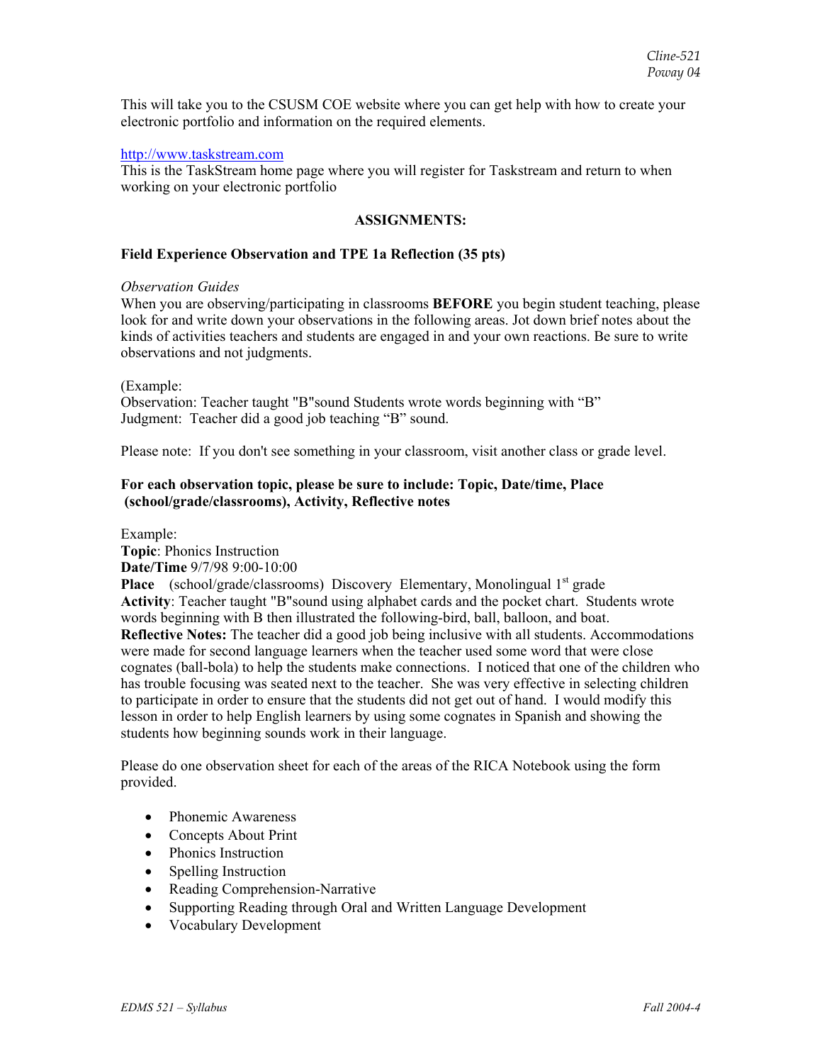This will take you to the CSUSM COE website where you can get help with how to create your electronic portfolio and information on the required elements.

http://www.taskstream.com
This is the TaskStream home page where you will register for Taskstream and return to when working on your electronic portfolio

## ASSIGNMENTS:

### Field Experience Observation and TPE 1a Reflection (35 pts)

*Observation Guides*
When you are observing/participating in classrooms **BEFORE** you begin student teaching, please look for and write down your observations in the following areas. Jot down brief notes about the kinds of activities teachers and students are engaged in and your own reactions. Be sure to write observations and not judgments.

(Example:
Observation: Teacher taught "B"sound Students wrote words beginning with "B"
Judgment: Teacher did a good job teaching "B" sound.

Please note: If you don't see something in your classroom, visit another class or grade level.

**For each observation topic, please be sure to include: Topic, Date/time, Place (school/grade/classrooms), Activity, Reflective notes**

Example:
**Topic**: Phonics Instruction
**Date/Time** 9/7/98 9:00-10:00
**Place** (school/grade/classrooms) Discovery Elementary, Monolingual 1st grade
**Activity**: Teacher taught "B"sound using alphabet cards and the pocket chart. Students wrote words beginning with B then illustrated the following-bird, ball, balloon, and boat.
**Reflective Notes:** The teacher did a good job being inclusive with all students. Accommodations were made for second language learners when the teacher used some word that were close cognates (ball-bola) to help the students make connections. I noticed that one of the children who has trouble focusing was seated next to the teacher. She was very effective in selecting children to participate in order to ensure that the students did not get out of hand. I would modify this lesson in order to help English learners by using some cognates in Spanish and showing the students how beginning sounds work in their language.

Please do one observation sheet for each of the areas of the RICA Notebook using the form provided.

- Phonemic Awareness
- Concepts About Print
- Phonics Instruction
- Spelling Instruction
- Reading Comprehension-Narrative
- Supporting Reading through Oral and Written Language Development
- Vocabulary Development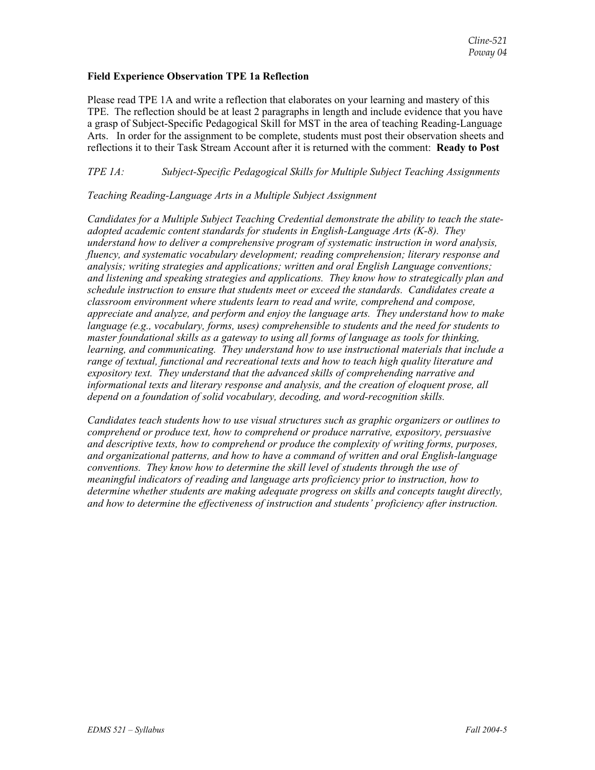**Field Experience Observation TPE 1a Reflection**

Please read TPE 1A and write a reflection that elaborates on your learning and mastery of this TPE. The reflection should be at least 2 paragraphs in length and include evidence that you have a grasp of Subject-Specific Pedagogical Skill for MST in the area of teaching Reading-Language Arts. In order for the assignment to be complete, students must post their observation sheets and reflections it to their Task Stream Account after it is returned with the comment: **Ready to Post**

*TPE 1A: Subject-Specific Pedagogical Skills for Multiple Subject Teaching Assignments*

*Teaching Reading-Language Arts in a Multiple Subject Assignment*

*Candidates for a Multiple Subject Teaching Credential demonstrate the ability to teach the state-adopted academic content standards for students in English-Language Arts (K-8). They understand how to deliver a comprehensive program of systematic instruction in word analysis, fluency, and systematic vocabulary development; reading comprehension; literary response and analysis; writing strategies and applications; written and oral English Language conventions; and listening and speaking strategies and applications. They know how to strategically plan and schedule instruction to ensure that students meet or exceed the standards. Candidates create a classroom environment where students learn to read and write, comprehend and compose, appreciate and analyze, and perform and enjoy the language arts. They understand how to make language (e.g., vocabulary, forms, uses) comprehensible to students and the need for students to master foundational skills as a gateway to using all forms of language as tools for thinking, learning, and communicating. They understand how to use instructional materials that include a range of textual, functional and recreational texts and how to teach high quality literature and expository text. They understand that the advanced skills of comprehending narrative and informational texts and literary response and analysis, and the creation of eloquent prose, all depend on a foundation of solid vocabulary, decoding, and word-recognition skills.*

*Candidates teach students how to use visual structures such as graphic organizers or outlines to comprehend or produce text, how to comprehend or produce narrative, expository, persuasive and descriptive texts, how to comprehend or produce the complexity of writing forms, purposes, and organizational patterns, and how to have a command of written and oral English-language conventions. They know how to determine the skill level of students through the use of meaningful indicators of reading and language arts proficiency prior to instruction, how to determine whether students are making adequate progress on skills and concepts taught directly, and how to determine the effectiveness of instruction and students' proficiency after instruction.*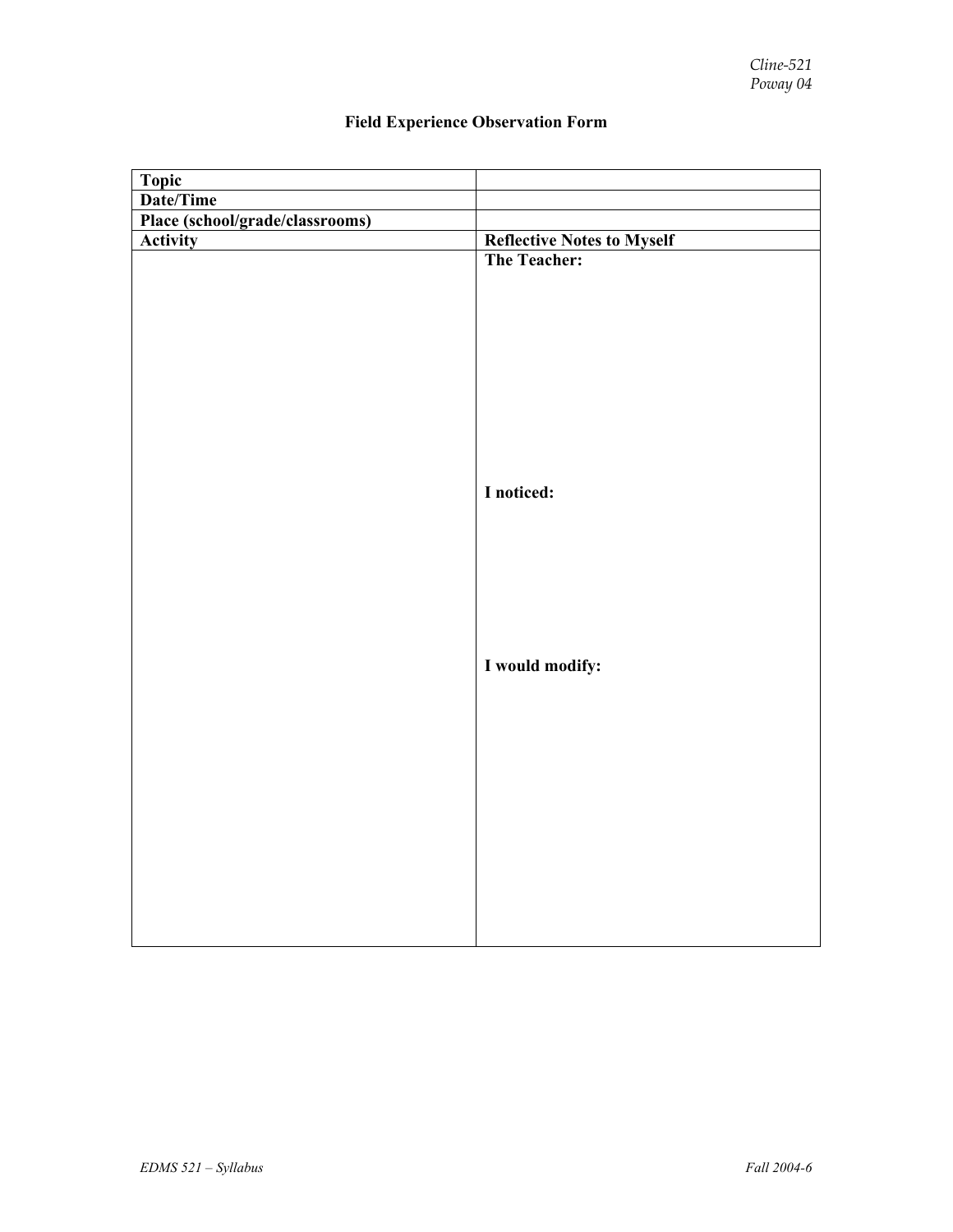## Field Experience Observation Form

| Topic | |
|---|---|
| Date/Time | |
| Place (school/grade/classrooms) | |
| **Activity** | **Reflective Notes to Myself** |
| | **The Teacher:**<br><br><br><br>**I noticed:**<br><br><br><br>**I would modify:** |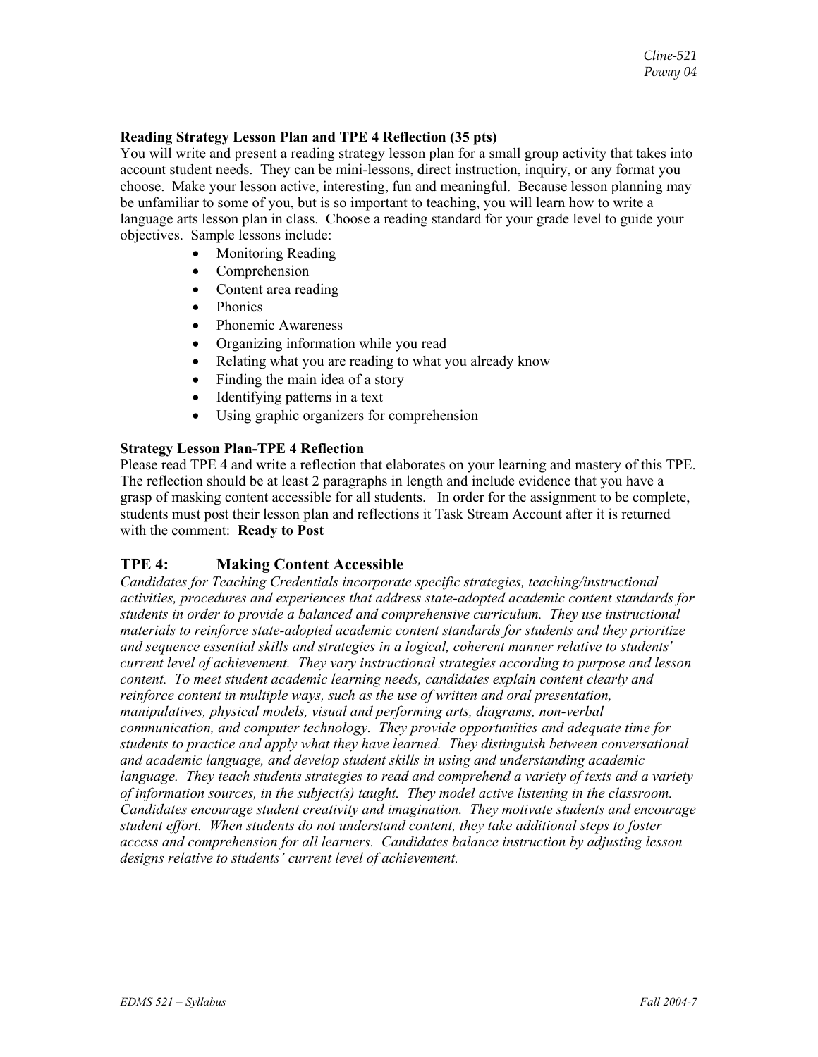**Reading Strategy Lesson Plan and TPE 4 Reflection (35 pts)**

You will write and present a reading strategy lesson plan for a small group activity that takes into account student needs. They can be mini-lessons, direct instruction, inquiry, or any format you choose. Make your lesson active, interesting, fun and meaningful. Because lesson planning may be unfamiliar to some of you, but is so important to teaching, you will learn how to write a language arts lesson plan in class. Choose a reading standard for your grade level to guide your objectives. Sample lessons include:

- Monitoring Reading
- Comprehension
- Content area reading
- Phonics
- Phonemic Awareness
- Organizing information while you read
- Relating what you are reading to what you already know
- Finding the main idea of a story
- Identifying patterns in a text
- Using graphic organizers for comprehension

**Strategy Lesson Plan-TPE 4 Reflection**

Please read TPE 4 and write a reflection that elaborates on your learning and mastery of this TPE. The reflection should be at least 2 paragraphs in length and include evidence that you have a grasp of masking content accessible for all students. In order for the assignment to be complete, students must post their lesson plan and reflections it Task Stream Account after it is returned with the comment: **Ready to Post**

## TPE 4: Making Content Accessible

*Candidates for Teaching Credentials incorporate specific strategies, teaching/instructional activities, procedures and experiences that address state-adopted academic content standards for students in order to provide a balanced and comprehensive curriculum. They use instructional materials to reinforce state-adopted academic content standards for students and they prioritize and sequence essential skills and strategies in a logical, coherent manner relative to students' current level of achievement. They vary instructional strategies according to purpose and lesson content. To meet student academic learning needs, candidates explain content clearly and reinforce content in multiple ways, such as the use of written and oral presentation, manipulatives, physical models, visual and performing arts, diagrams, non-verbal communication, and computer technology. They provide opportunities and adequate time for students to practice and apply what they have learned. They distinguish between conversational and academic language, and develop student skills in using and understanding academic language. They teach students strategies to read and comprehend a variety of texts and a variety of information sources, in the subject(s) taught. They model active listening in the classroom. Candidates encourage student creativity and imagination. They motivate students and encourage student effort. When students do not understand content, they take additional steps to foster access and comprehension for all learners. Candidates balance instruction by adjusting lesson designs relative to students' current level of achievement.*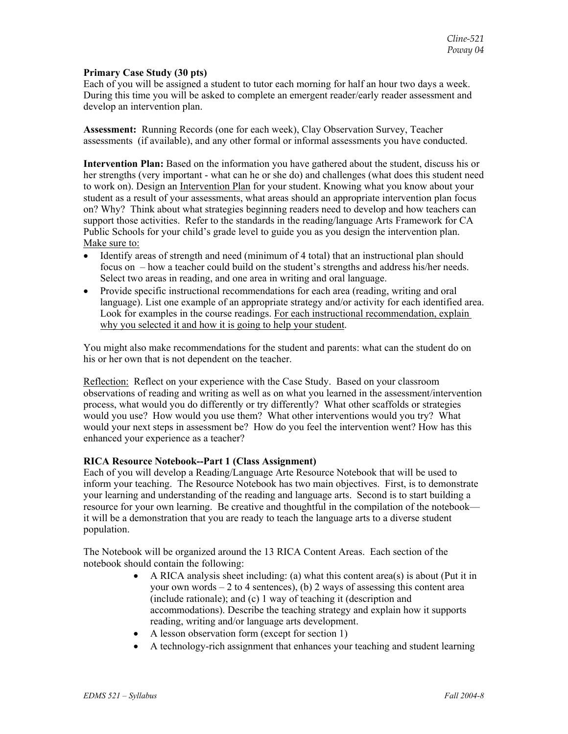**Primary Case Study (30 pts)**
Each of you will be assigned a student to tutor each morning for half an hour two days a week. During this time you will be asked to complete an emergent reader/early reader assessment and develop an intervention plan.

**Assessment:** Running Records (one for each week), Clay Observation Survey, Teacher assessments (if available), and any other formal or informal assessments you have conducted.

**Intervention Plan:** Based on the information you have gathered about the student, discuss his or her strengths (very important - what can he or she do) and challenges (what does this student need to work on). Design an Intervention Plan for your student. Knowing what you know about your student as a result of your assessments, what areas should an appropriate intervention plan focus on? Why? Think about what strategies beginning readers need to develop and how teachers can support those activities. Refer to the standards in the reading/language Arts Framework for CA Public Schools for your child's grade level to guide you as you design the intervention plan. Make sure to:

- Identify areas of strength and need (minimum of 4 total) that an instructional plan should focus on – how a teacher could build on the student's strengths and address his/her needs. Select two areas in reading, and one area in writing and oral language.
- Provide specific instructional recommendations for each area (reading, writing and oral language). List one example of an appropriate strategy and/or activity for each identified area. Look for examples in the course readings. For each instructional recommendation, explain why you selected it and how it is going to help your student.

You might also make recommendations for the student and parents: what can the student do on his or her own that is not dependent on the teacher.

Reflection: Reflect on your experience with the Case Study. Based on your classroom observations of reading and writing as well as on what you learned in the assessment/intervention process, what would you do differently or try differently? What other scaffolds or strategies would you use? How would you use them? What other interventions would you try? What would your next steps in assessment be? How do you feel the intervention went? How has this enhanced your experience as a teacher?

**RICA Resource Notebook--Part 1 (Class Assignment)**
Each of you will develop a Reading/Language Arte Resource Notebook that will be used to inform your teaching. The Resource Notebook has two main objectives. First, is to demonstrate your learning and understanding of the reading and language arts. Second is to start building a resource for your own learning. Be creative and thoughtful in the compilation of the notebook—it will be a demonstration that you are ready to teach the language arts to a diverse student population.

The Notebook will be organized around the 13 RICA Content Areas. Each section of the notebook should contain the following:

- A RICA analysis sheet including: (a) what this content area(s) is about (Put it in your own words – 2 to 4 sentences), (b) 2 ways of assessing this content area (include rationale); and (c) 1 way of teaching it (description and accommodations). Describe the teaching strategy and explain how it supports reading, writing and/or language arts development.
- A lesson observation form (except for section 1)
- A technology-rich assignment that enhances your teaching and student learning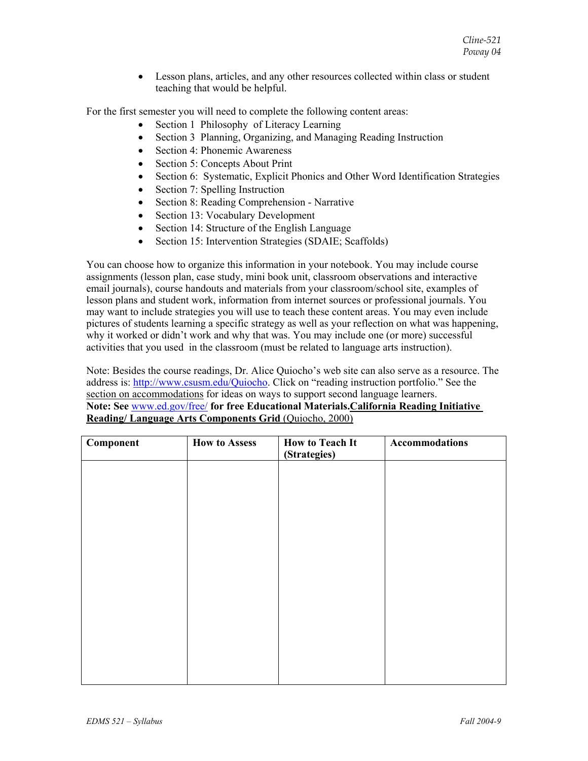- Lesson plans, articles, and any other resources collected within class or student teaching that would be helpful.

For the first semester you will need to complete the following content areas:

- Section 1 Philosophy of Literacy Learning
- Section 3 Planning, Organizing, and Managing Reading Instruction
- Section 4: Phonemic Awareness
- Section 5: Concepts About Print
- Section 6: Systematic, Explicit Phonics and Other Word Identification Strategies
- Section 7: Spelling Instruction
- Section 8: Reading Comprehension - Narrative
- Section 13: Vocabulary Development
- Section 14: Structure of the English Language
- Section 15: Intervention Strategies (SDAIE; Scaffolds)

You can choose how to organize this information in your notebook. You may include course assignments (lesson plan, case study, mini book unit, classroom observations and interactive email journals), course handouts and materials from your classroom/school site, examples of lesson plans and student work, information from internet sources or professional journals. You may want to include strategies you will use to teach these content areas. You may even include pictures of students learning a specific strategy as well as your reflection on what was happening, why it worked or didn't work and why that was. You may include one (or more) successful activities that you used in the classroom (must be related to language arts instruction).

Note: Besides the course readings, Dr. Alice Quiocho's web site can also serve as a resource. The address is: http://www.csusm.edu/Quiocho. Click on "reading instruction portfolio." See the section on accommodations for ideas on ways to support second language learners.

**Note: See www.ed.gov/free/ for free Educational Materials.** **California Reading Initiative Reading/ Language Arts Components Grid** (Quiocho, 2000)

| **Component** | **How to Assess** | **How to Teach It (Strategies)** | **Accommodations** |
|---|---|---|---|
| | | | |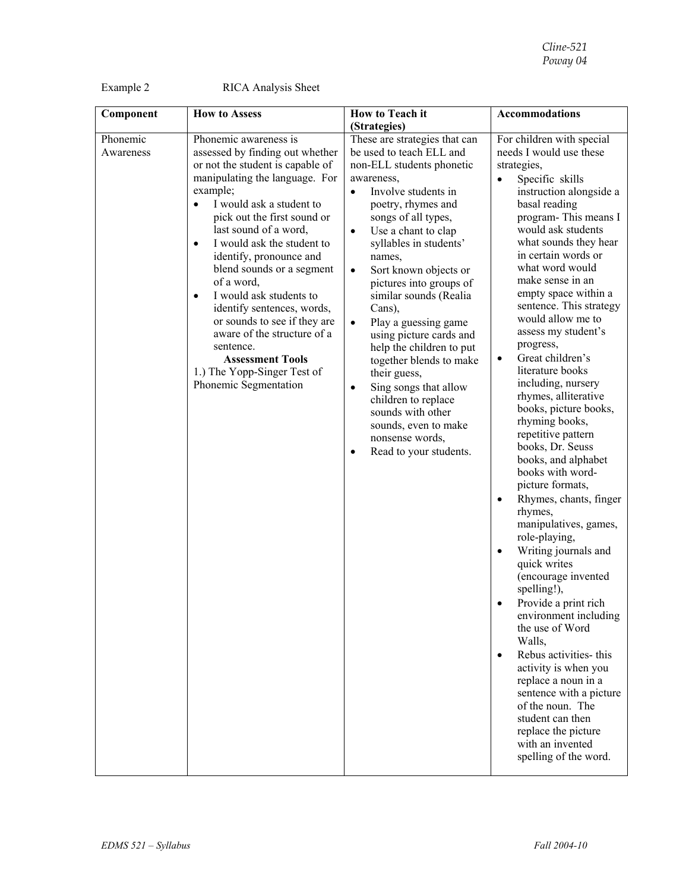Example 2 RICA Analysis Sheet

| Component | How to Assess | How to Teach it (Strategies) | Accommodations |
|---|---|---|---|
| Phonemic Awareness | Phonemic awareness is assessed by finding out whether or not the student is capable of manipulating the language. For example;<br>• I would ask a student to pick out the first sound or last sound of a word,<br>• I would ask the student to identify, pronounce and blend sounds or a segment of a word,<br>• I would ask students to identify sentences, words, or sounds to see if they are aware of the structure of a sentence.<br>**Assessment Tools**<br>1.) The Yopp-Singer Test of Phonemic Segmentation | These are strategies that can be used to teach ELL and non-ELL students phonetic awareness,<br>• Involve students in poetry, rhymes and songs of all types,<br>• Use a chant to clap syllables in students' names,<br>• Sort known objects or pictures into groups of similar sounds (Realia Cans),<br>• Play a guessing game using picture cards and help the children to put together blends to make their guess,<br>• Sing songs that allow children to replace sounds with other sounds, even to make nonsense words,<br>• Read to your students. | For children with special needs I would use these strategies,<br>• Specific skills instruction alongside a basal reading program- This means I would ask students what sounds they hear in certain words or what word would make sense in an empty space within a sentence. This strategy would allow me to assess my student's progress,<br>• Great children's literature books including, nursery rhymes, alliterative books, picture books, rhyming books, repetitive pattern books, Dr. Seuss books, and alphabet books with word-picture formats,<br>• Rhymes, chants, finger rhymes, manipulatives, games, role-playing,<br>• Writing journals and quick writes (encourage invented spelling!),<br>• Provide a print rich environment including the use of Word Walls,<br>• Rebus activities- this activity is when you replace a noun in a sentence with a picture of the noun. The student can then replace the picture with an invented spelling of the word. |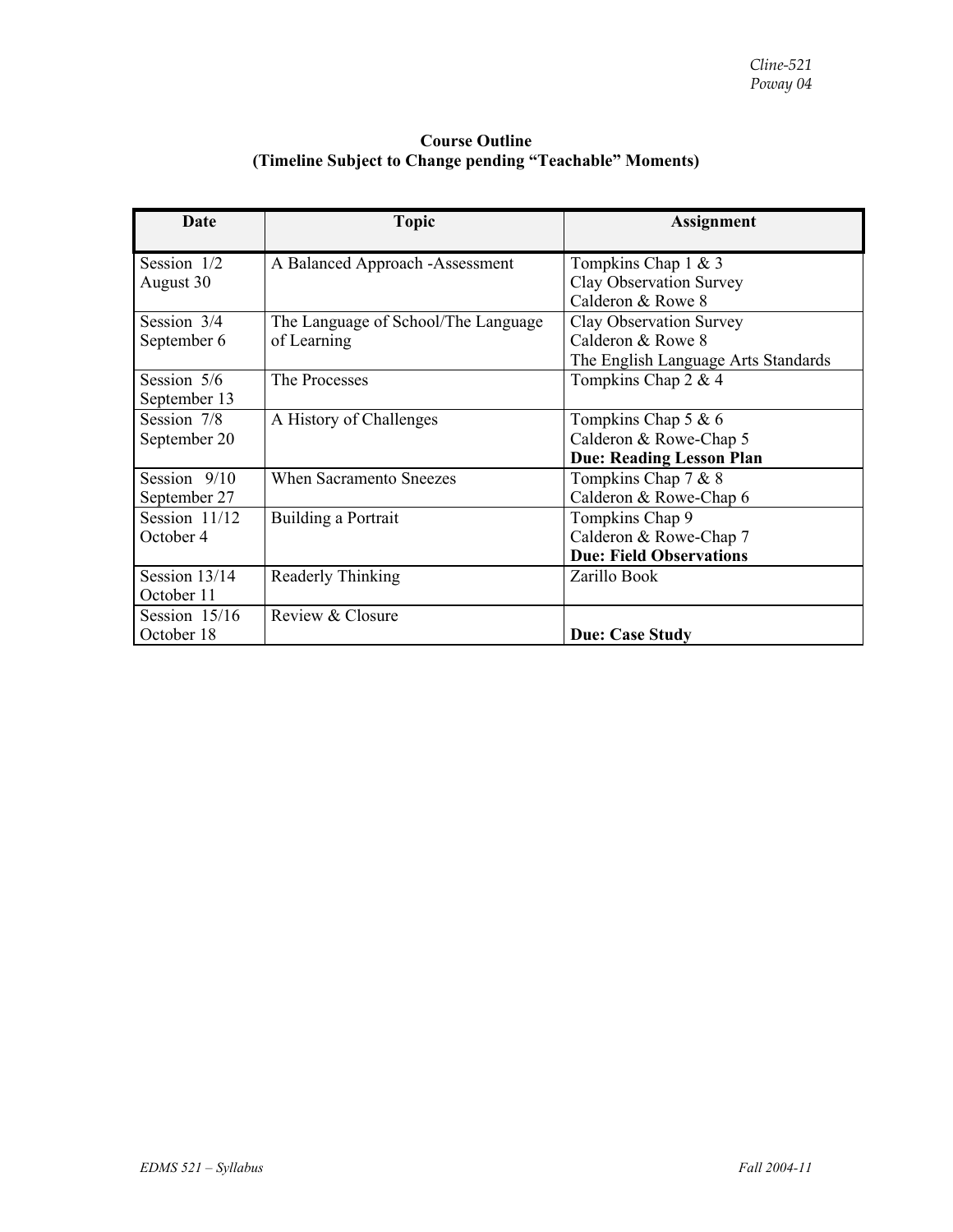**Course Outline**
**(Timeline Subject to Change pending "Teachable" Moments)**

| Date | Topic | Assignment |
|---|---|---|
| Session 1/2<br>August 30 | A Balanced Approach -Assessment | Tompkins Chap 1 & 3<br>Clay Observation Survey<br>Calderon & Rowe 8 |
| Session 3/4<br>September 6 | The Language of School/The Language of Learning | Clay Observation Survey<br>Calderon & Rowe 8<br>The English Language Arts Standards |
| Session 5/6<br>September 13 | The Processes | Tompkins Chap 2 & 4 |
| Session 7/8<br>September 20 | A History of Challenges | Tompkins Chap 5 & 6<br>Calderon & Rowe-Chap 5<br>**Due: Reading Lesson Plan** |
| Session 9/10<br>September 27 | When Sacramento Sneezes | Tompkins Chap 7 & 8<br>Calderon & Rowe-Chap 6 |
| Session 11/12<br>October 4 | Building a Portrait | Tompkins Chap 9<br>Calderon & Rowe-Chap 7<br>**Due: Field Observations** |
| Session 13/14<br>October 11 | Readerly Thinking | Zarillo Book |
| Session 15/16<br>October 18 | Review & Closure | **Due: Case Study** |